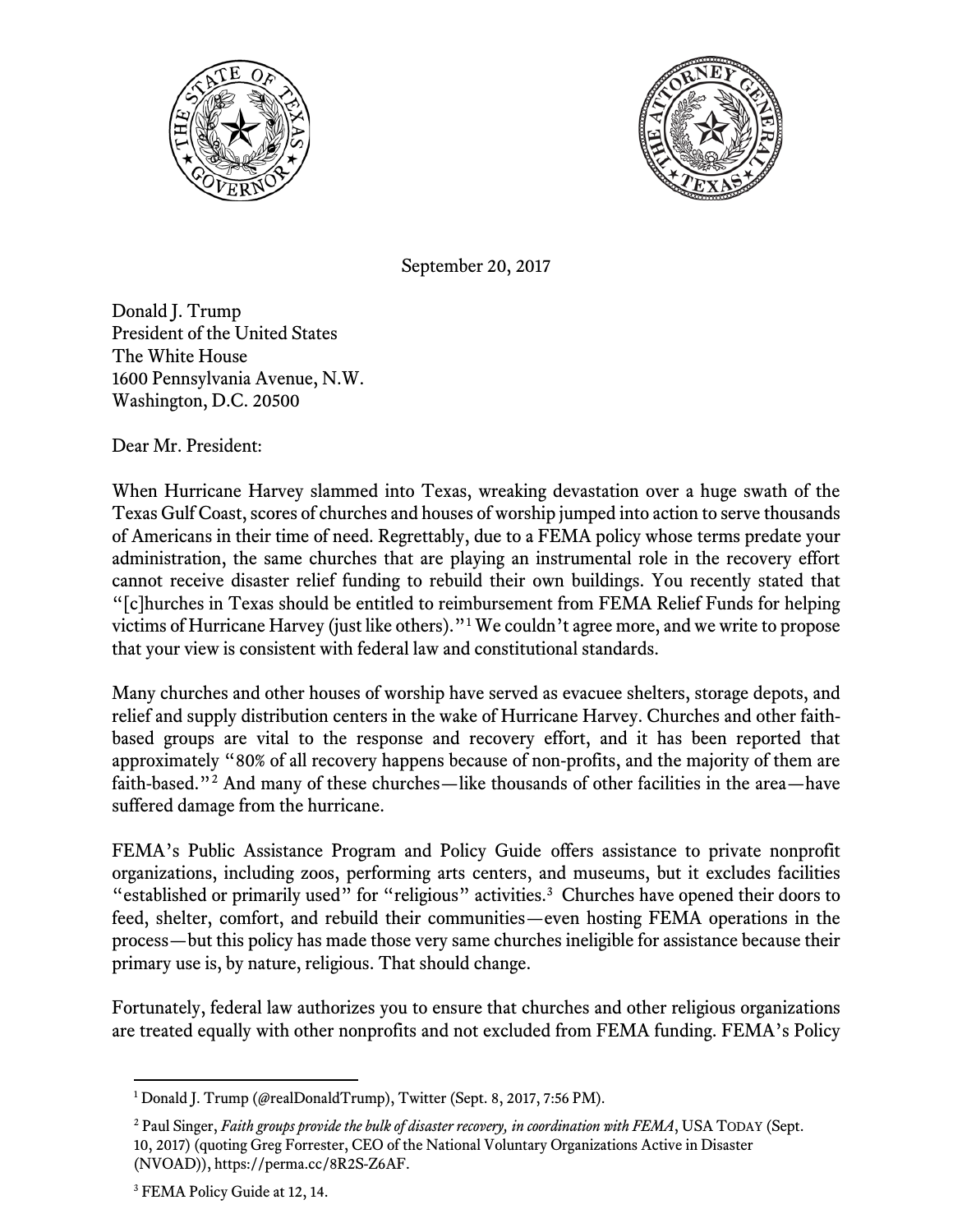September 20, 2017

Donald J. Trump
President of the United States
The White House
1600 Pennsylvania Avenue, N.W.
Washington, D.C. 20500

Dear Mr. President:

When Hurricane Harvey slammed into Texas, wreaking devastation over a huge swath of the Texas Gulf Coast, scores of churches and houses of worship jumped into action to serve thousands of Americans in their time of need. Regrettably, due to a FEMA policy whose terms predate your administration, the same churches that are playing an instrumental role in the recovery effort cannot receive disaster relief funding to rebuild their own buildings. You recently stated that "[c]hurches in Texas should be entitled to reimbursement from FEMA Relief Funds for helping victims of Hurricane Harvey (just like others)."[1] We couldn't agree more, and we write to propose that your view is consistent with federal law and constitutional standards.

Many churches and other houses of worship have served as evacuee shelters, storage depots, and relief and supply distribution centers in the wake of Hurricane Harvey. Churches and other faith-based groups are vital to the response and recovery effort, and it has been reported that approximately "80% of all recovery happens because of non-profits, and the majority of them are faith-based."[2] And many of these churches—like thousands of other facilities in the area—have suffered damage from the hurricane.

FEMA's Public Assistance Program and Policy Guide offers assistance to private nonprofit organizations, including zoos, performing arts centers, and museums, but it excludes facilities "established or primarily used" for "religious" activities.[3] Churches have opened their doors to feed, shelter, comfort, and rebuild their communities—even hosting FEMA operations in the process—but this policy has made those very same churches ineligible for assistance because their primary use is, by nature, religious. That should change.

Fortunately, federal law authorizes you to ensure that churches and other religious organizations are treated equally with other nonprofits and not excluded from FEMA funding. FEMA's Policy

---

[1] Donald J. Trump (@realDonaldTrump), Twitter (Sept. 8, 2017, 7:56 PM).

[2] Paul Singer, *Faith groups provide the bulk of disaster recovery, in coordination with FEMA*, USA TODAY (Sept. 10, 2017) (quoting Greg Forrester, CEO of the National Voluntary Organizations Active in Disaster (NVOAD)), https://perma.cc/8R2S-Z6AF.

[3] FEMA Policy Guide at 12, 14.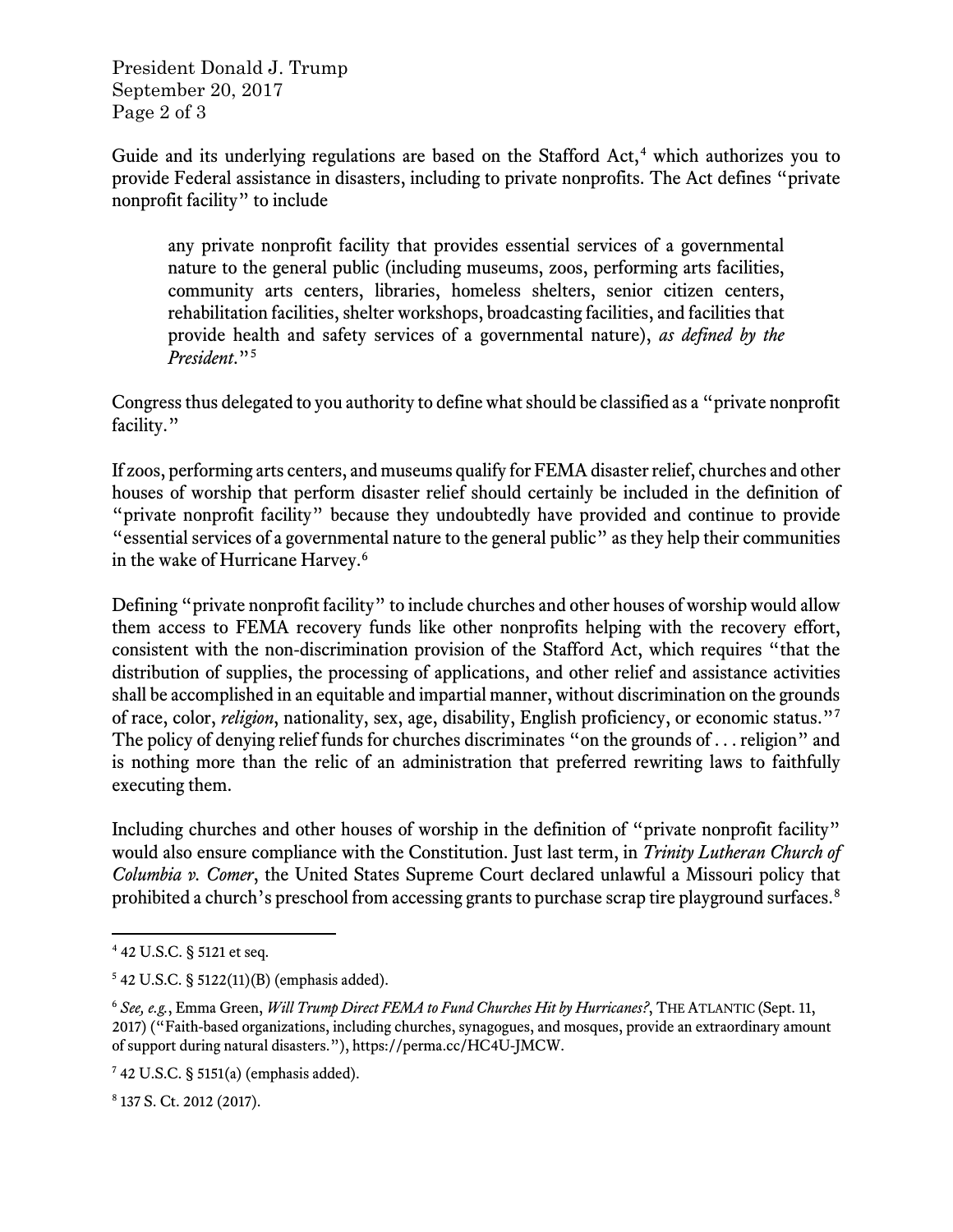Guide and its underlying regulations are based on the Stafford Act,[4] which authorizes you to provide Federal assistance in disasters, including to private nonprofits. The Act defines "private nonprofit facility" to include

> any private nonprofit facility that provides essential services of a governmental nature to the general public (including museums, zoos, performing arts facilities, community arts centers, libraries, homeless shelters, senior citizen centers, rehabilitation facilities, shelter workshops, broadcasting facilities, and facilities that provide health and safety services of a governmental nature), *as defined by the President*."[5]

Congress thus delegated to you authority to define what should be classified as a "private nonprofit facility."

If zoos, performing arts centers, and museums qualify for FEMA disaster relief, churches and other houses of worship that perform disaster relief should certainly be included in the definition of "private nonprofit facility" because they undoubtedly have provided and continue to provide "essential services of a governmental nature to the general public" as they help their communities in the wake of Hurricane Harvey.[6]

Defining "private nonprofit facility" to include churches and other houses of worship would allow them access to FEMA recovery funds like other nonprofits helping with the recovery effort, consistent with the non-discrimination provision of the Stafford Act, which requires "that the distribution of supplies, the processing of applications, and other relief and assistance activities shall be accomplished in an equitable and impartial manner, without discrimination on the grounds of race, color, *religion*, nationality, sex, age, disability, English proficiency, or economic status."[7] The policy of denying relief funds for churches discriminates "on the grounds of . . . religion" and is nothing more than the relic of an administration that preferred rewriting laws to faithfully executing them.

Including churches and other houses of worship in the definition of "private nonprofit facility" would also ensure compliance with the Constitution. Just last term, in *Trinity Lutheran Church of Columbia v. Comer*, the United States Supreme Court declared unlawful a Missouri policy that prohibited a church's preschool from accessing grants to purchase scrap tire playground surfaces.[8]

---

[4] 42 U.S.C. § 5121 et seq.

[5] 42 U.S.C. § 5122(11)(B) (emphasis added).

[6] *See, e.g.*, Emma Green, *Will Trump Direct FEMA to Fund Churches Hit by Hurricanes?*, THE ATLANTIC (Sept. 11, 2017) ("Faith-based organizations, including churches, synagogues, and mosques, provide an extraordinary amount of support during natural disasters."), https://perma.cc/HC4U-JMCW.

[7] 42 U.S.C. § 5151(a) (emphasis added).

[8] 137 S. Ct. 2012 (2017).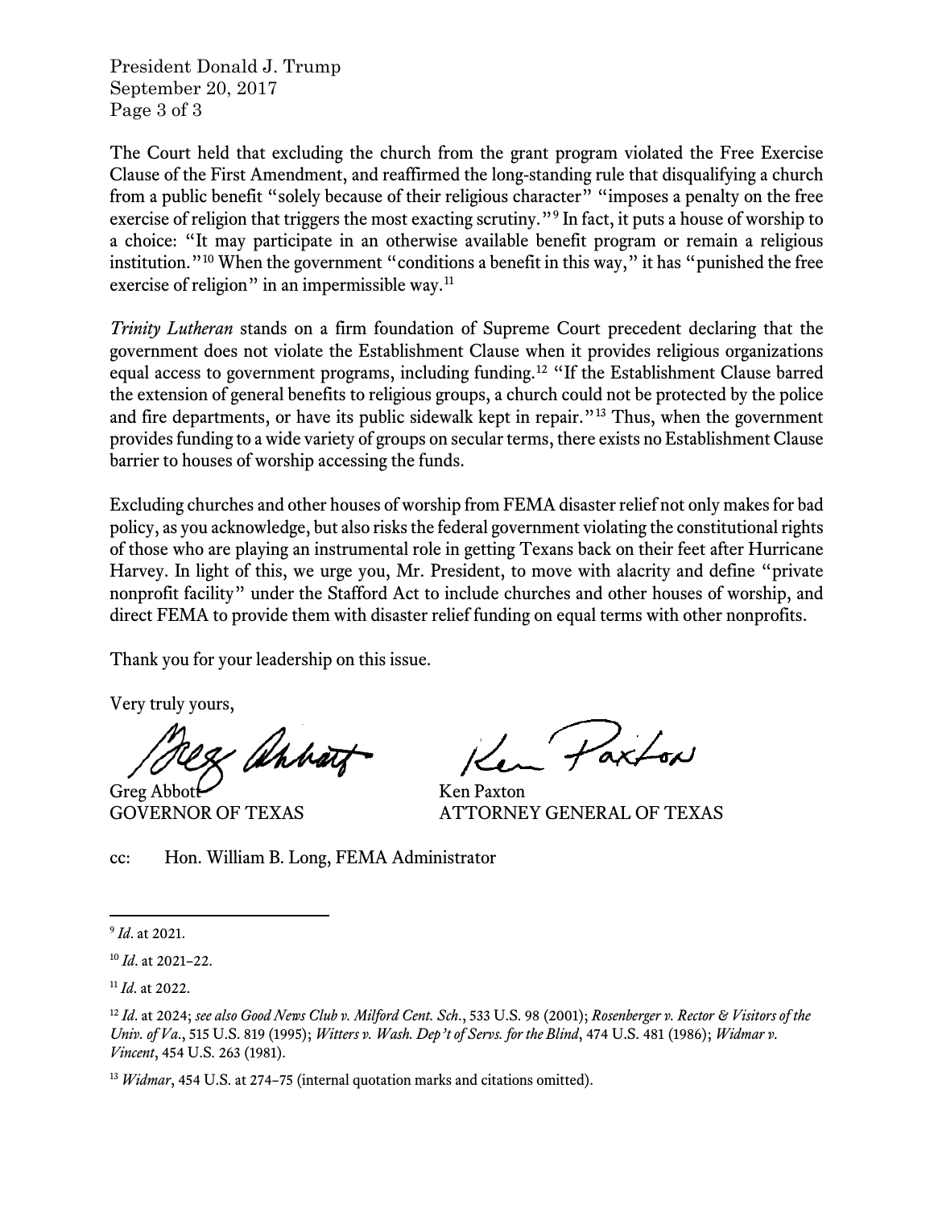The Court held that excluding the church from the grant program violated the Free Exercise Clause of the First Amendment, and reaffirmed the long-standing rule that disqualifying a church from a public benefit "solely because of their religious character" "imposes a penalty on the free exercise of religion that triggers the most exacting scrutiny."[9] In fact, it puts a house of worship to a choice: "It may participate in an otherwise available benefit program or remain a religious institution."[10] When the government "conditions a benefit in this way," it has "punished the free exercise of religion" in an impermissible way.[11]

*Trinity Lutheran* stands on a firm foundation of Supreme Court precedent declaring that the government does not violate the Establishment Clause when it provides religious organizations equal access to government programs, including funding.[12] "If the Establishment Clause barred the extension of general benefits to religious groups, a church could not be protected by the police and fire departments, or have its public sidewalk kept in repair."[13] Thus, when the government provides funding to a wide variety of groups on secular terms, there exists no Establishment Clause barrier to houses of worship accessing the funds.

Excluding churches and other houses of worship from FEMA disaster relief not only makes for bad policy, as you acknowledge, but also risks the federal government violating the constitutional rights of those who are playing an instrumental role in getting Texans back on their feet after Hurricane Harvey. In light of this, we urge you, Mr. President, to move with alacrity and define "private nonprofit facility" under the Stafford Act to include churches and other houses of worship, and direct FEMA to provide them with disaster relief funding on equal terms with other nonprofits.

Thank you for your leadership on this issue.

Very truly yours,

Greg Abbott
GOVERNOR OF TEXAS

Ken Paxton
ATTORNEY GENERAL OF TEXAS

cc: Hon. William B. Long, FEMA Administrator

---

[9] *Id*. at 2021.

[10] *Id*. at 2021–22.

[11] *Id*. at 2022.

[12] *Id*. at 2024; *see also Good News Club v. Milford Cent. Sch.*, 533 U.S. 98 (2001); *Rosenberger v. Rector & Visitors of the Univ. of Va.*, 515 U.S. 819 (1995); *Witters v. Wash. Dep't of Servs. for the Blind*, 474 U.S. 481 (1986); *Widmar v. Vincent*, 454 U.S. 263 (1981).

[13] *Widmar*, 454 U.S. at 274–75 (internal quotation marks and citations omitted).